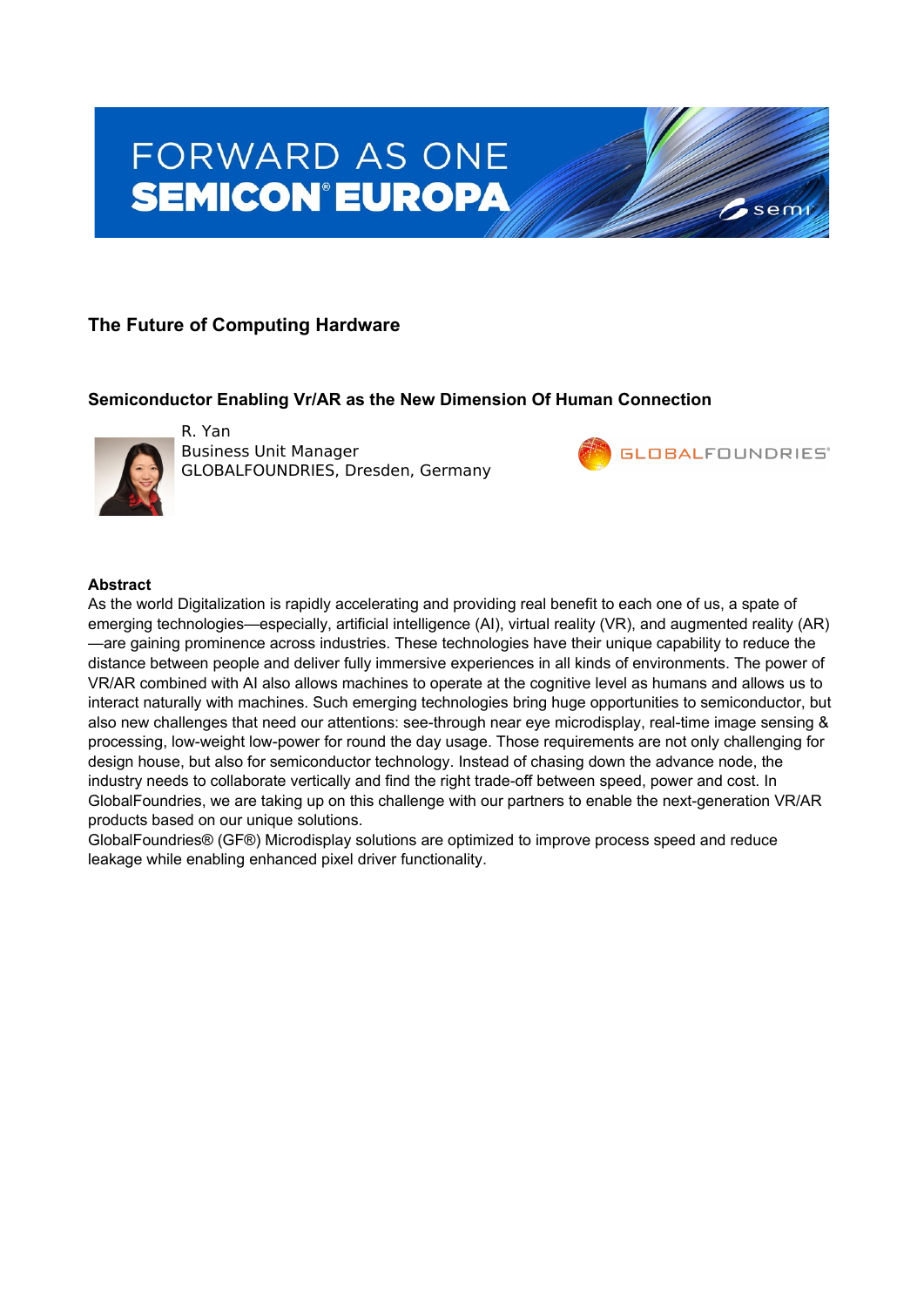FORWARD AS ONE
SEMICON® EUROPA

## The Future of Computing Hardware

### Semiconductor Enabling Vr/AR as the New Dimension Of Human Connection

R. Yan
Business Unit Manager
GLOBALFOUNDRIES, Dresden, Germany

**Abstract**

As the world Digitalization is rapidly accelerating and providing real benefit to each one of us, a spate of emerging technologies—especially, artificial intelligence (AI), virtual reality (VR), and augmented reality (AR)—are gaining prominence across industries. These technologies have their unique capability to reduce the distance between people and deliver fully immersive experiences in all kinds of environments. The power of VR/AR combined with AI also allows machines to operate at the cognitive level as humans and allows us to interact naturally with machines. Such emerging technologies bring huge opportunities to semiconductor, but also new challenges that need our attentions: see-through near eye microdisplay, real-time image sensing & processing, low-weight low-power for round the day usage. Those requirements are not only challenging for design house, but also for semiconductor technology. Instead of chasing down the advance node, the industry needs to collaborate vertically and find the right trade-off between speed, power and cost. In GlobalFoundries, we are taking up on this challenge with our partners to enable the next-generation VR/AR products based on our unique solutions.

GlobalFoundries® (GF®) Microdisplay solutions are optimized to improve process speed and reduce leakage while enabling enhanced pixel driver functionality.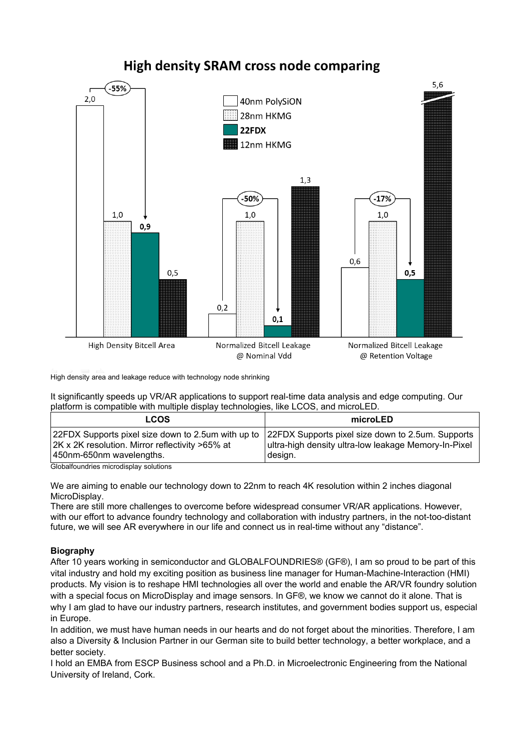High density SRAM cross node comparing

40nm PolySiON
28nm HKMG
22FDX
12nm HKMG

-55%
2,0
1,0
0,9
0,5
High Density Bitcell Area

-50%
0,2
1,0
0,1
1,3
Normalized Bitcell Leakage @ Nominal Vdd

-17%
0,6
1,0
0,5
5,6
Normalized Bitcell Leakage @ Retention Voltage

High density area and leakage reduce with technology node shrinking

It significantly speeds up VR/AR applications to support real-time data analysis and edge computing. Our platform is compatible with multiple display technologies, like LCOS, and microLED.

| LCOS | microLED |
|---|---|
| 22FDX Supports pixel size down to 2.5um with up to 2K x 2K resolution. Mirror reflectivity >65% at 450nm-650nm wavelengths. | 22FDX Supports pixel size down to 2.5um. Supports ultra-high density ultra-low leakage Memory-In-Pixel design. |

Globalfoundries microdisplay solutions

We are aiming to enable our technology down to 22nm to reach 4K resolution within 2 inches diagonal MicroDisplay.
There are still more challenges to overcome before widespread consumer VR/AR applications. However, with our effort to advance foundry technology and collaboration with industry partners, in the not-too-distant future, we will see AR everywhere in our life and connect us in real-time without any “distance”.

**Biography**

After 10 years working in semiconductor and GLOBALFOUNDRIES® (GF®), I am so proud to be part of this vital industry and hold my exciting position as business line manager for Human-Machine-Interaction (HMI) products. My vision is to reshape HMI technologies all over the world and enable the AR/VR foundry solution with a special focus on MicroDisplay and image sensors. In GF®, we know we cannot do it alone. That is why I am glad to have our industry partners, research institutes, and government bodies support us, especial in Europe.
In addition, we must have human needs in our hearts and do not forget about the minorities. Therefore, I am also a Diversity & Inclusion Partner in our German site to build better technology, a better workplace, and a better society.
I hold an EMBA from ESCP Business school and a Ph.D. in Microelectronic Engineering from the National University of Ireland, Cork.